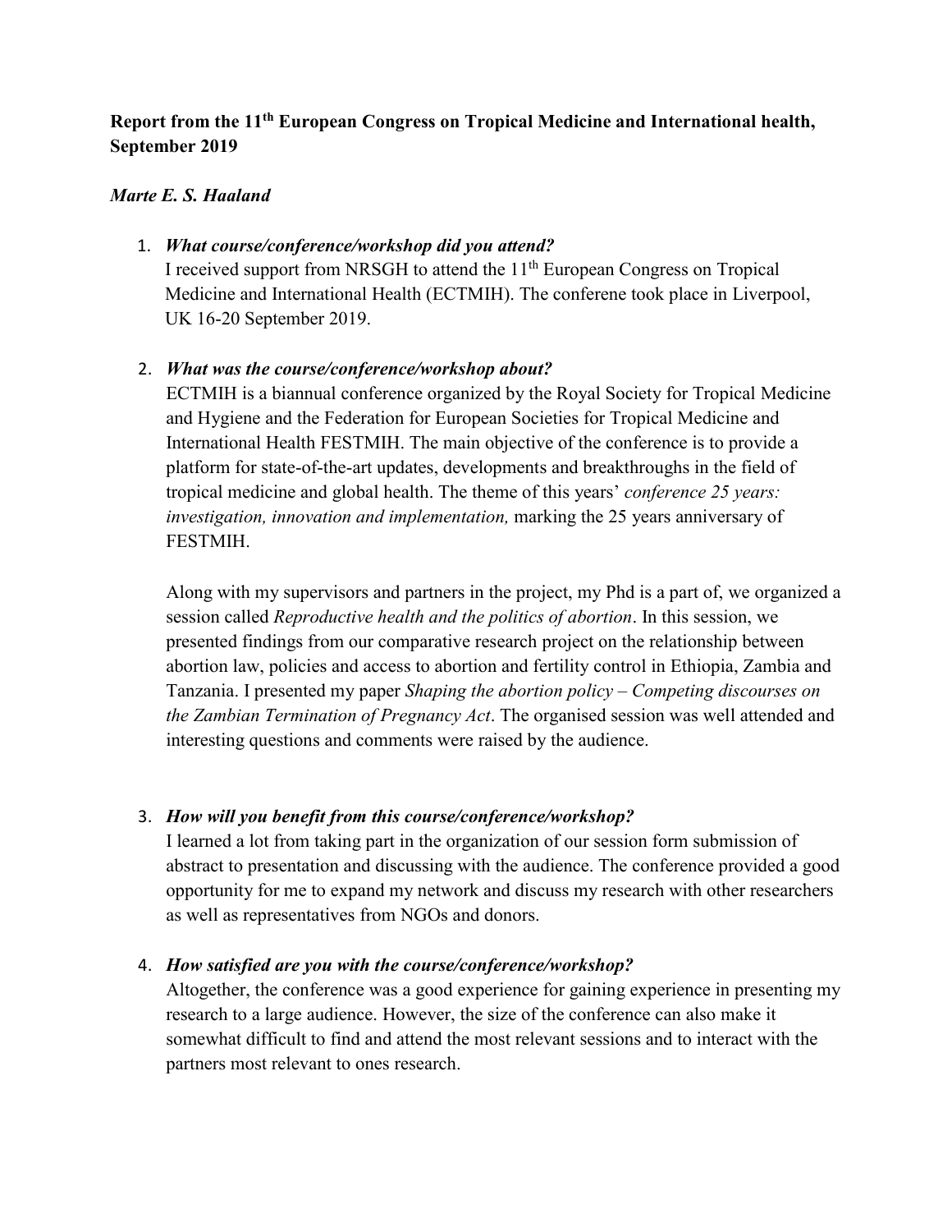**Report from the 11th European Congress on Tropical Medicine and International health, September 2019**

***Marte E. S. Haaland***

1. ***What course/conference/workshop did you attend?***
   I received support from NRSGH to attend the 11th European Congress on Tropical Medicine and International Health (ECTMIH). The conferene took place in Liverpool, UK 16-20 September 2019.

2. ***What was the course/conference/workshop about?***
   ECTMIH is a biannual conference organized by the Royal Society for Tropical Medicine and Hygiene and the Federation for European Societies for Tropical Medicine and International Health FESTMIH. The main objective of the conference is to provide a platform for state-of-the-art updates, developments and breakthroughs in the field of tropical medicine and global health. The theme of this years' *conference 25 years: investigation, innovation and implementation,* marking the 25 years anniversary of FESTMIH.

   Along with my supervisors and partners in the project, my Phd is a part of, we organized a session called *Reproductive health and the politics of abortion*. In this session, we presented findings from our comparative research project on the relationship between abortion law, policies and access to abortion and fertility control in Ethiopia, Zambia and Tanzania. I presented my paper *Shaping the abortion policy – Competing discourses on the Zambian Termination of Pregnancy Act*. The organised session was well attended and interesting questions and comments were raised by the audience.

3. ***How will you benefit from this course/conference/workshop?***
   I learned a lot from taking part in the organization of our session form submission of abstract to presentation and discussing with the audience. The conference provided a good opportunity for me to expand my network and discuss my research with other researchers as well as representatives from NGOs and donors.

4. ***How satisfied are you with the course/conference/workshop?***
   Altogether, the conference was a good experience for gaining experience in presenting my research to a large audience. However, the size of the conference can also make it somewhat difficult to find and attend the most relevant sessions and to interact with the partners most relevant to ones research.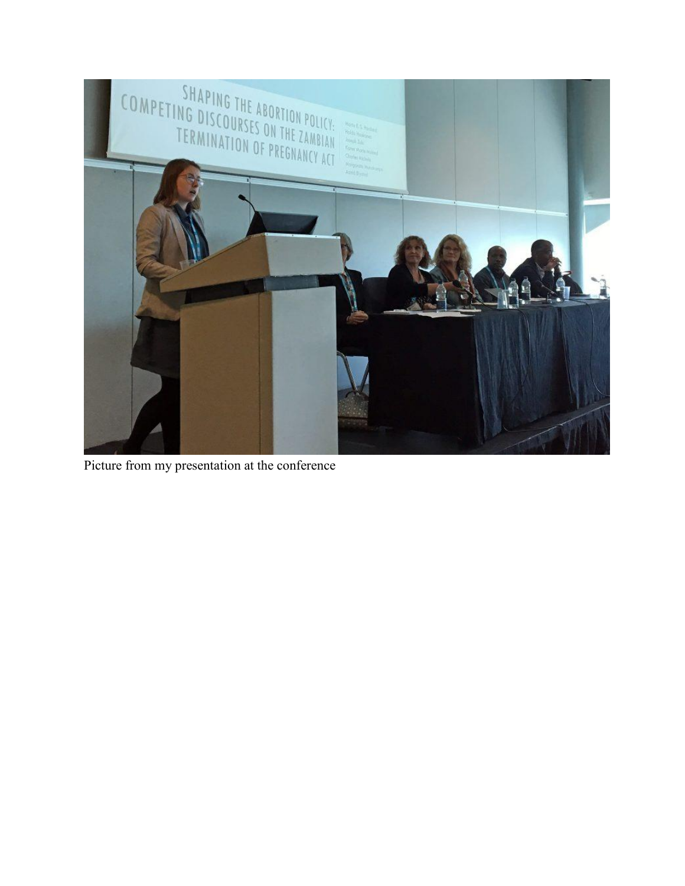Picture from my presentation at the conference